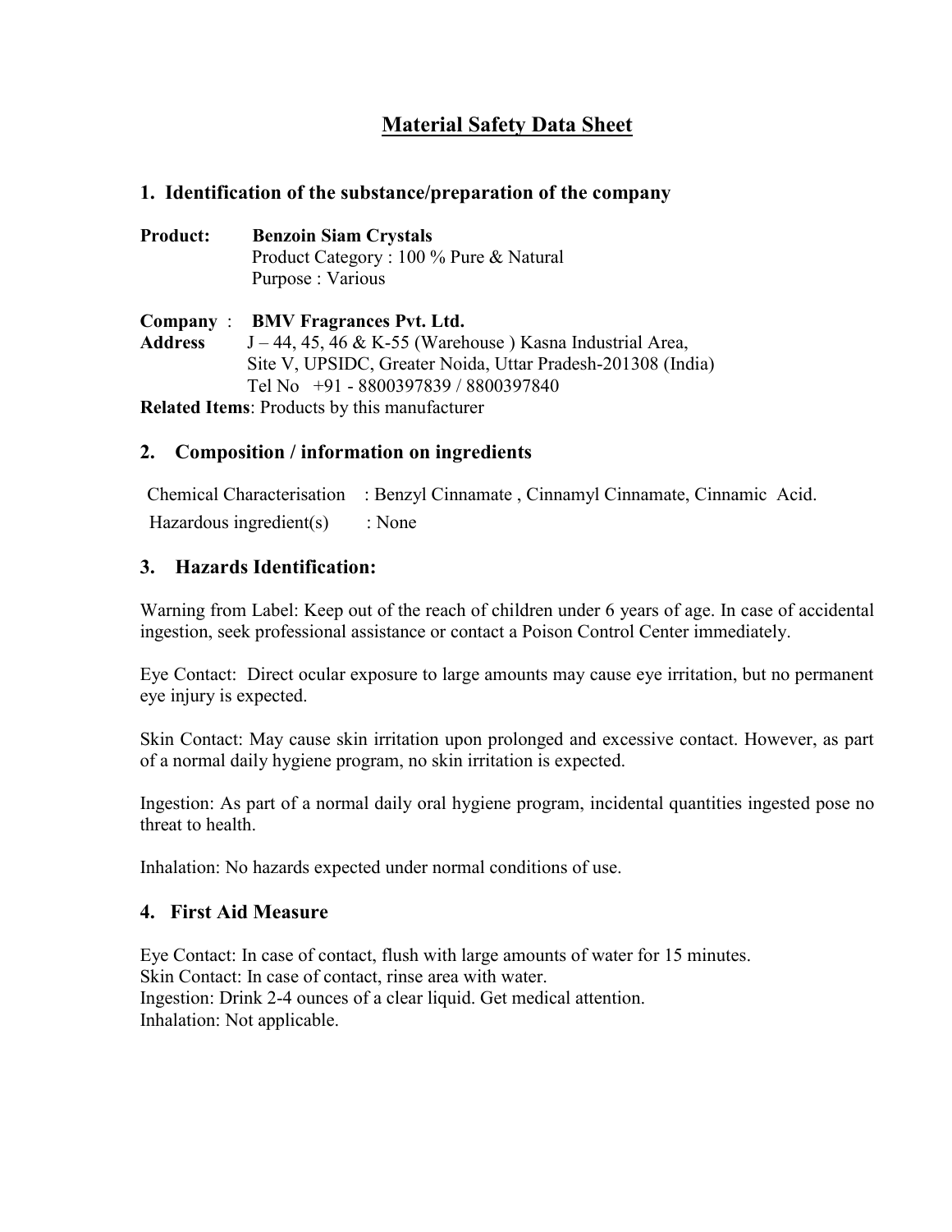# Material Safety Data Sheet

## 1. Identification of the substance/preparation of the company

**Product:** **Benzoin Siam Crystals**
Product Category : 100 % Pure & Natural
Purpose : Various

**Company** : **BMV Fragrances Pvt. Ltd.**
**Address** J – 44, 45, 46 & K-55 (Warehouse ) Kasna Industrial Area,
Site V, UPSIDC, Greater Noida, Uttar Pradesh-201308 (India)
Tel No +91 - 8800397839 / 8800397840

**Related Items**: Products by this manufacturer

## 2. Composition / information on ingredients

Chemical Characterisation : Benzyl Cinnamate , Cinnamyl Cinnamate, Cinnamic Acid.

Hazardous ingredient(s) : None

## 3. Hazards Identification:

Warning from Label: Keep out of the reach of children under 6 years of age. In case of accidental ingestion, seek professional assistance or contact a Poison Control Center immediately.

Eye Contact: Direct ocular exposure to large amounts may cause eye irritation, but no permanent eye injury is expected.

Skin Contact: May cause skin irritation upon prolonged and excessive contact. However, as part of a normal daily hygiene program, no skin irritation is expected.

Ingestion: As part of a normal daily oral hygiene program, incidental quantities ingested pose no threat to health.

Inhalation: No hazards expected under normal conditions of use.

## 4. First Aid Measure

Eye Contact: In case of contact, flush with large amounts of water for 15 minutes.
Skin Contact: In case of contact, rinse area with water.
Ingestion: Drink 2-4 ounces of a clear liquid. Get medical attention.
Inhalation: Not applicable.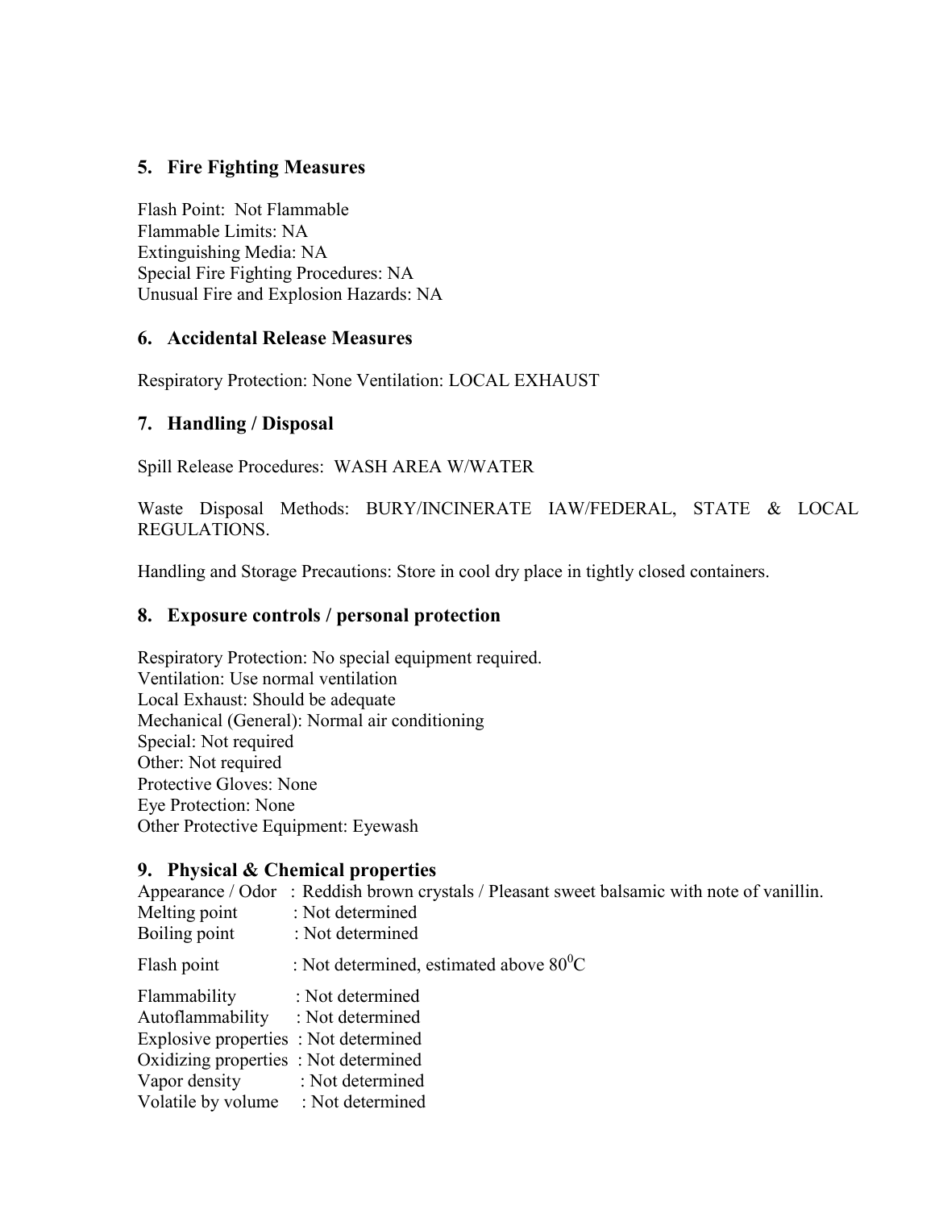## 5. Fire Fighting Measures

Flash Point: Not Flammable
Flammable Limits: NA
Extinguishing Media: NA
Special Fire Fighting Procedures: NA
Unusual Fire and Explosion Hazards: NA

## 6. Accidental Release Measures

Respiratory Protection: None Ventilation: LOCAL EXHAUST

## 7. Handling / Disposal

Spill Release Procedures: WASH AREA W/WATER

Waste Disposal Methods: BURY/INCINERATE IAW/FEDERAL, STATE & LOCAL REGULATIONS.

Handling and Storage Precautions: Store in cool dry place in tightly closed containers.

## 8. Exposure controls / personal protection

Respiratory Protection: No special equipment required.
Ventilation: Use normal ventilation
Local Exhaust: Should be adequate
Mechanical (General): Normal air conditioning
Special: Not required
Other: Not required
Protective Gloves: None
Eye Protection: None
Other Protective Equipment: Eyewash

## 9. Physical & Chemical properties

Appearance / Odor : Reddish brown crystals / Pleasant sweet balsamic with note of vanillin.
Melting point : Not determined
Boiling point : Not determined
Flash point : Not determined, estimated above $80^0$C
Flammability : Not determined
Autoflammability : Not determined
Explosive properties : Not determined
Oxidizing properties : Not determined
Vapor density : Not determined
Volatile by volume : Not determined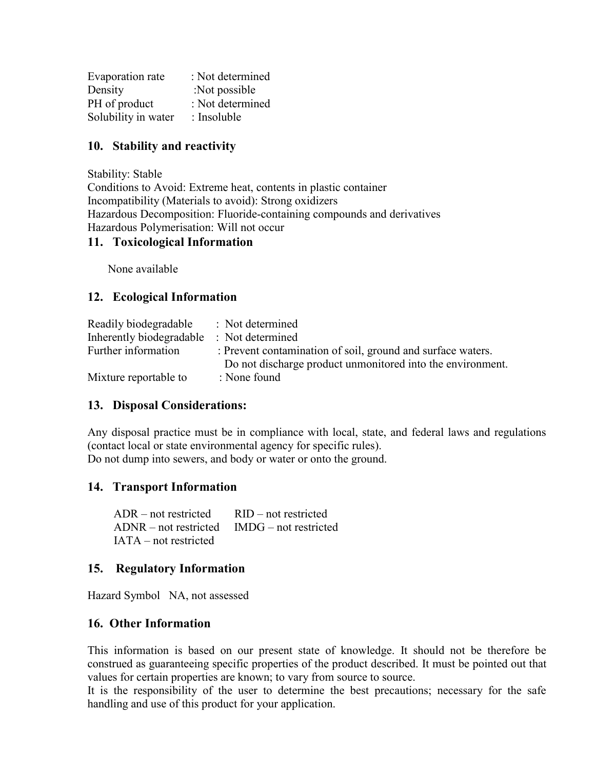Evaporation rate : Not determined
Density :Not possible
PH of product : Not determined
Solubility in water : Insoluble

## 10. Stability and reactivity

Stability: Stable
Conditions to Avoid: Extreme heat, contents in plastic container
Incompatibility (Materials to avoid): Strong oxidizers
Hazardous Decomposition: Fluoride-containing compounds and derivatives
Hazardous Polymerisation: Will not occur

## 11. Toxicological Information

None available

## 12. Ecological Information

Readily biodegradable : Not determined
Inherently biodegradable : Not determined
Further information : Prevent contamination of soil, ground and surface waters. Do not discharge product unmonitored into the environment.
Mixture reportable to : None found

## 13. Disposal Considerations:

Any disposal practice must be in compliance with local, state, and federal laws and regulations (contact local or state environmental agency for specific rules).
Do not dump into sewers, and body or water or onto the ground.

## 14. Transport Information

ADR – not restricted RID – not restricted
ADNR – not restricted IMDG – not restricted
IATA – not restricted

## 15. Regulatory Information

Hazard Symbol NA, not assessed

## 16. Other Information

This information is based on our present state of knowledge. It should not be therefore be construed as guaranteeing specific properties of the product described. It must be pointed out that values for certain properties are known; to vary from source to source.
It is the responsibility of the user to determine the best precautions; necessary for the safe handling and use of this product for your application.